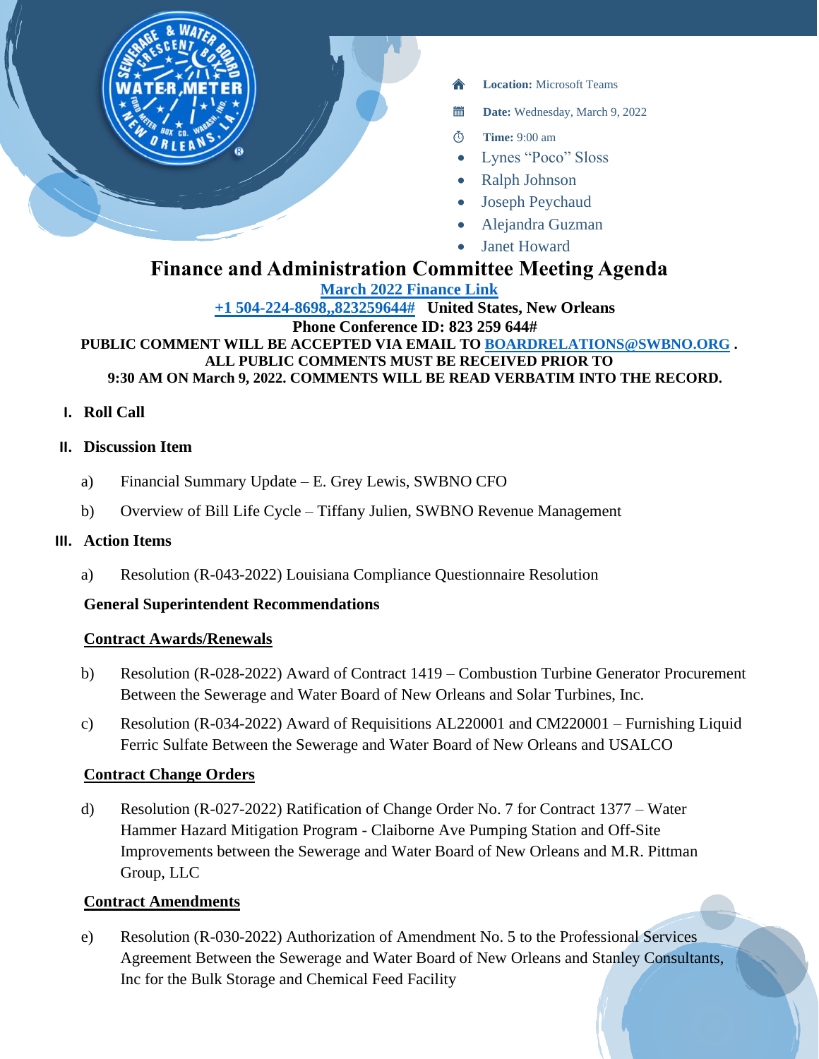**Location:** Microsoft Teams

**Date:** Wednesday, March 9, 2022

**Time:** 9:00 am

- Lynes “Poco” Sloss
- Ralph Johnson
- Joseph Peychaud
- Alejandra Guzman
- Janet Howard

# Finance and Administration Committee Meeting Agenda

**[March 2022 Finance Link]**

**+1 504-224-8698,,823259644#  United States, New Orleans**

**Phone Conference ID: 823 259 644#**

**PUBLIC COMMENT WILL BE ACCEPTED VIA EMAIL TO BOARDRELATIONS@SWBNO.ORG . ALL PUBLIC COMMENTS MUST BE RECEIVED PRIOR TO 9:30 AM ON March 9, 2022. COMMENTS WILL BE READ VERBATIM INTO THE RECORD.**

## I. Roll Call

## II. Discussion Item

a) Financial Summary Update – E. Grey Lewis, SWBNO CFO

b) Overview of Bill Life Cycle – Tiffany Julien, SWBNO Revenue Management

## III. Action Items

a) Resolution (R-043-2022) Louisiana Compliance Questionnaire Resolution

**General Superintendent Recommendations**

**Contract Awards/Renewals**

b) Resolution (R-028-2022) Award of Contract 1419 – Combustion Turbine Generator Procurement Between the Sewerage and Water Board of New Orleans and Solar Turbines, Inc.

c) Resolution (R-034-2022) Award of Requisitions AL220001 and CM220001 – Furnishing Liquid Ferric Sulfate Between the Sewerage and Water Board of New Orleans and USALCO

**Contract Change Orders**

d) Resolution (R-027-2022) Ratification of Change Order No. 7 for Contract 1377 – Water Hammer Hazard Mitigation Program - Claiborne Ave Pumping Station and Off-Site Improvements between the Sewerage and Water Board of New Orleans and M.R. Pittman Group, LLC

**Contract Amendments**

e) Resolution (R-030-2022) Authorization of Amendment No. 5 to the Professional Services Agreement Between the Sewerage and Water Board of New Orleans and Stanley Consultants, Inc for the Bulk Storage and Chemical Feed Facility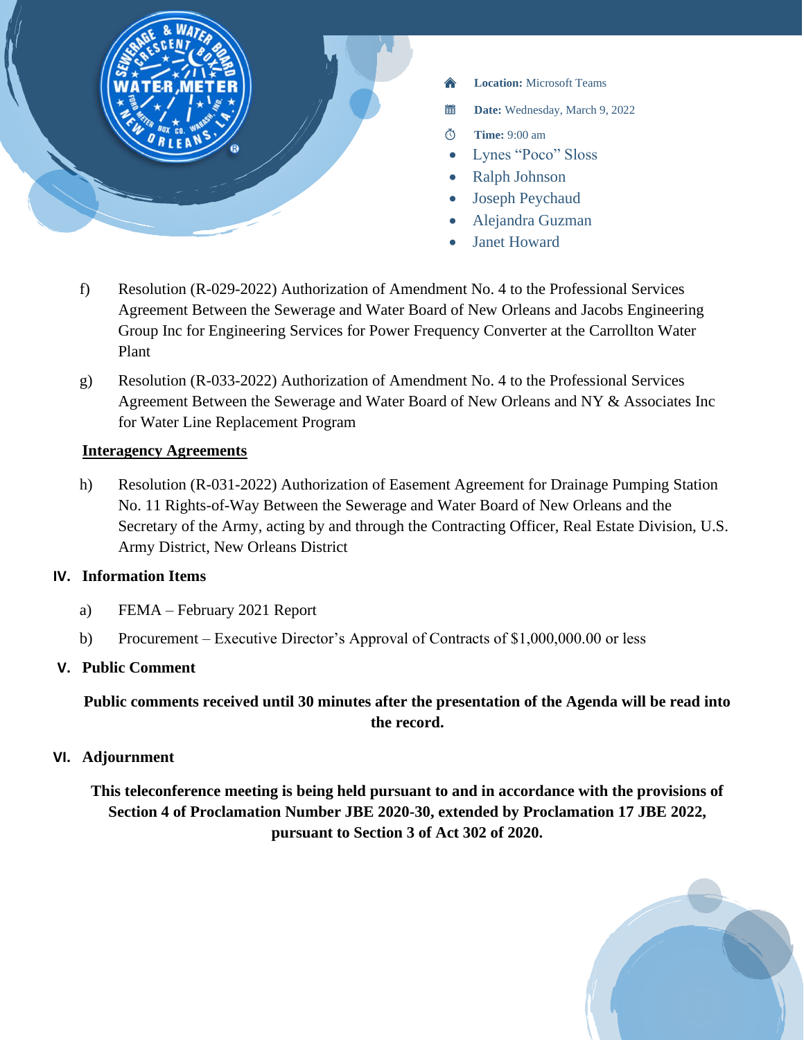**Location:** Microsoft Teams

**Date:** Wednesday, March 9, 2022

**Time:** 9:00 am

- Lynes "Poco" Sloss
- Ralph Johnson
- Joseph Peychaud
- Alejandra Guzman
- Janet Howard

f) Resolution (R-029-2022) Authorization of Amendment No. 4 to the Professional Services Agreement Between the Sewerage and Water Board of New Orleans and Jacobs Engineering Group Inc for Engineering Services for Power Frequency Converter at the Carrollton Water Plant

g) Resolution (R-033-2022) Authorization of Amendment No. 4 to the Professional Services Agreement Between the Sewerage and Water Board of New Orleans and NY & Associates Inc for Water Line Replacement Program

**Interagency Agreements**

h) Resolution (R-031-2022) Authorization of Easement Agreement for Drainage Pumping Station No. 11 Rights-of-Way Between the Sewerage and Water Board of New Orleans and the Secretary of the Army, acting by and through the Contracting Officer, Real Estate Division, U.S. Army District, New Orleans District

## IV. Information Items

a) FEMA – February 2021 Report

b) Procurement – Executive Director's Approval of Contracts of $1,000,000.00 or less

## V. Public Comment

**Public comments received until 30 minutes after the presentation of the Agenda will be read into the record.**

## VI. Adjournment

**This teleconference meeting is being held pursuant to and in accordance with the provisions of Section 4 of Proclamation Number JBE 2020-30, extended by Proclamation 17 JBE 2022, pursuant to Section 3 of Act 302 of 2020.**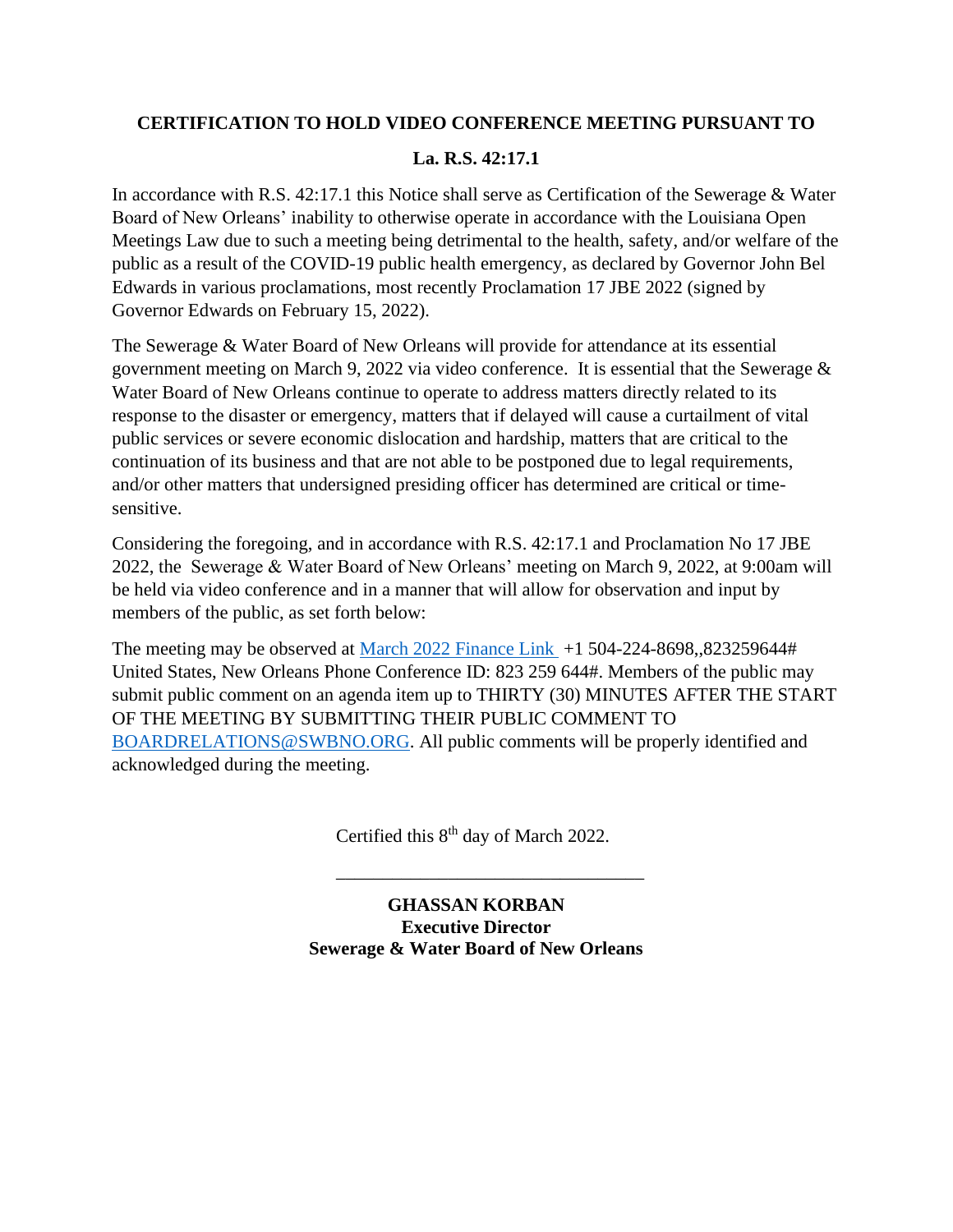**CERTIFICATION TO HOLD VIDEO CONFERENCE MEETING PURSUANT TO**

**La. R.S. 42:17.1**

In accordance with R.S. 42:17.1 this Notice shall serve as Certification of the Sewerage & Water Board of New Orleans' inability to otherwise operate in accordance with the Louisiana Open Meetings Law due to such a meeting being detrimental to the health, safety, and/or welfare of the public as a result of the COVID-19 public health emergency, as declared by Governor John Bel Edwards in various proclamations, most recently Proclamation 17 JBE 2022 (signed by Governor Edwards on February 15, 2022).

The Sewerage & Water Board of New Orleans will provide for attendance at its essential government meeting on March 9, 2022 via video conference. It is essential that the Sewerage & Water Board of New Orleans continue to operate to address matters directly related to its response to the disaster or emergency, matters that if delayed will cause a curtailment of vital public services or severe economic dislocation and hardship, matters that are critical to the continuation of its business and that are not able to be postponed due to legal requirements, and/or other matters that undersigned presiding officer has determined are critical or time-sensitive.

Considering the foregoing, and in accordance with R.S. 42:17.1 and Proclamation No 17 JBE 2022, the Sewerage & Water Board of New Orleans' meeting on March 9, 2022, at 9:00am will be held via video conference and in a manner that will allow for observation and input by members of the public, as set forth below:

The meeting may be observed at March 2022 Finance Link +1 504-224-8698,,823259644# United States, New Orleans Phone Conference ID: 823 259 644#. Members of the public may submit public comment on an agenda item up to THIRTY (30) MINUTES AFTER THE START OF THE MEETING BY SUBMITTING THEIR PUBLIC COMMENT TO BOARDRELATIONS@SWBNO.ORG. All public comments will be properly identified and acknowledged during the meeting.

Certified this 8th day of March 2022.

\_\_\_\_\_\_\_\_\_\_\_\_\_\_\_\_\_\_\_\_\_\_\_\_\_\_\_\_\_\_\_\_\_

**GHASSAN KORBAN**
**Executive Director**
**Sewerage & Water Board of New Orleans**